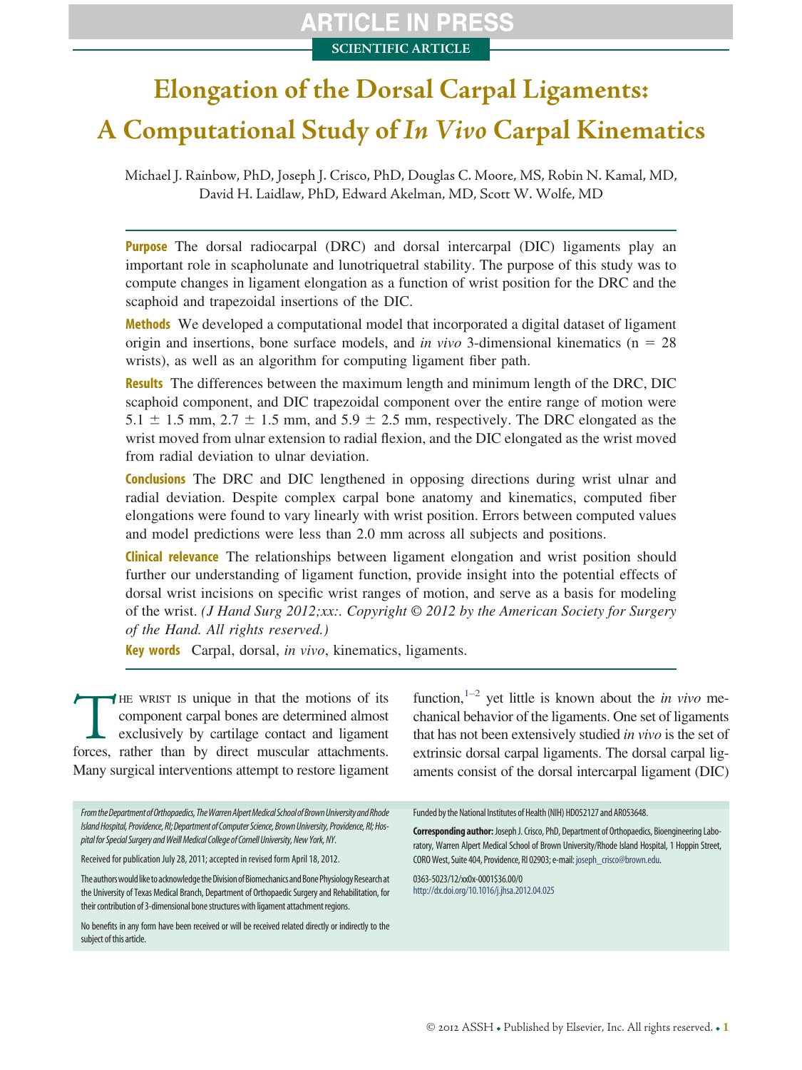# Elongation of the Dorsal Carpal Ligaments: A Computational Study of *In Vivo* Carpal Kinematics

Michael J. Rainbow, PhD, Joseph J. Crisco, PhD, Douglas C. Moore, MS, Robin N. Kamal, MD, David H. Laidlaw, PhD, Edward Akelman, MD, Scott W. Wolfe, MD

**Purpose** The dorsal radiocarpal (DRC) and dorsal intercarpal (DIC) ligaments play an important role in scapholunate and lunotriquetral stability. The purpose of this study was to compute changes in ligament elongation as a function of wrist position for the DRC and the scaphoid and trapezoidal insertions of the DIC.

**Methods** We developed a computational model that incorporated a digital dataset of ligament origin and insertions, bone surface models, and *in vivo* 3-dimensional kinematics ($n = 28$ wrists), as well as an algorithm for computing ligament fiber path.

**Results** The differences between the maximum length and minimum length of the DRC, DIC scaphoid component, and DIC trapezoidal component over the entire range of motion were $5.1 \pm 1.5$ mm, $2.7 \pm 1.5$ mm, and $5.9 \pm 2.5$ mm, respectively. The DRC elongated as the wrist moved from ulnar extension to radial flexion, and the DIC elongated as the wrist moved from radial deviation to ulnar deviation.

**Conclusions** The DRC and DIC lengthened in opposing directions during wrist ulnar and radial deviation. Despite complex carpal bone anatomy and kinematics, computed fiber elongations were found to vary linearly with wrist position. Errors between computed values and model predictions were less than 2.0 mm across all subjects and positions.

**Clinical relevance** The relationships between ligament elongation and wrist position should further our understanding of ligament function, provide insight into the potential effects of dorsal wrist incisions on specific wrist ranges of motion, and serve as a basis for modeling of the wrist. *(J Hand Surg 2012;xx:. Copyright © 2012 by the American Society for Surgery of the Hand. All rights reserved.)*

**Key words** Carpal, dorsal, *in vivo*, kinematics, ligaments.

The wrist is unique in that the motions of its component carpal bones are determined almost exclusively by cartilage contact and ligament forces, rather than by direct muscular attachments. Many surgical interventions attempt to restore ligament function,[1–2] yet little is known about the *in vivo* mechanical behavior of the ligaments. One set of ligaments that has not been extensively studied *in vivo* is the set of extrinsic dorsal carpal ligaments. The dorsal carpal ligaments consist of the dorsal intercarpal ligament (DIC)

From the Department of Orthopaedics, The Warren Alpert Medical School of Brown University and Rhode Island Hospital, Providence, RI; Department of Computer Science, Brown University, Providence, RI; Hospital for Special Surgery and Weill Medical College of Cornell University, New York, NY.

Received for publication July 28, 2011; accepted in revised form April 18, 2012.

The authors would like to acknowledge the Division of Biomechanics and Bone Physiology Research at the University of Texas Medical Branch, Department of Orthopaedic Surgery and Rehabilitation, for their contribution of 3-dimensional bone structures with ligament attachment regions.

No benefits in any form have been received or will be received related directly or indirectly to the subject of this article.

Funded by the National Institutes of Health (NIH) HD052127 and AR053648.

**Corresponding author:** Joseph J. Crisco, PhD, Department of Orthopaedics, Bioengineering Laboratory, Warren Alpert Medical School of Brown University/Rhode Island Hospital, 1 Hoppin Street, CORO West, Suite 404, Providence, RI 02903; e-mail: joseph_crisco@brown.edu.

0363-5023/12/xx0x-0001$36.00/0
http://dx.doi.org/10.1016/j.jhsa.2012.04.025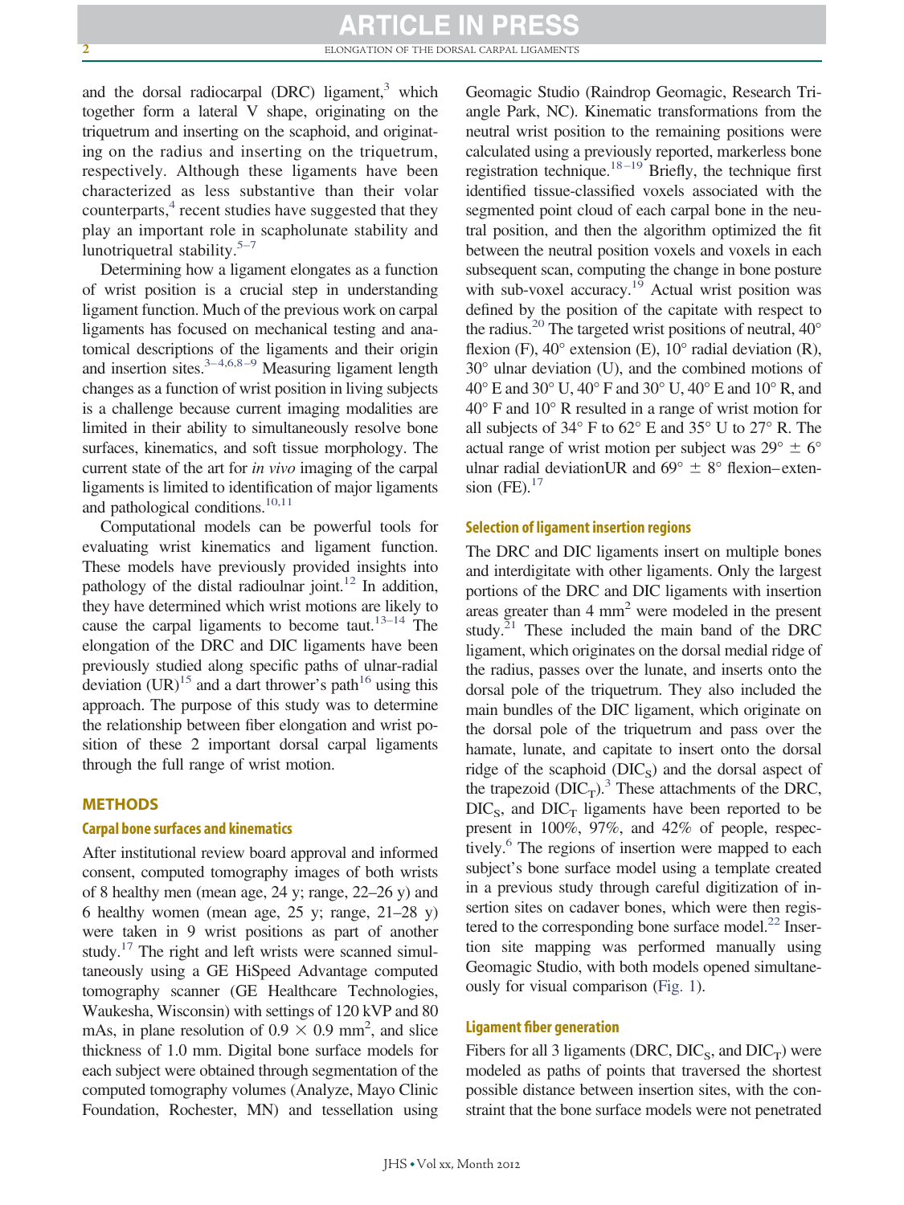and the dorsal radiocarpal (DRC) ligament,[3] which together form a lateral V shape, originating on the triquetrum and inserting on the scaphoid, and originating on the radius and inserting on the triquetrum, respectively. Although these ligaments have been characterized as less substantive than their volar counterparts,[4] recent studies have suggested that they play an important role in scapholunate stability and lunotriquetral stability.[5–7]

Determining how a ligament elongates as a function of wrist position is a crucial step in understanding ligament function. Much of the previous work on carpal ligaments has focused on mechanical testing and anatomical descriptions of the ligaments and their origin and insertion sites.[3–4,6,8–9] Measuring ligament length changes as a function of wrist position in living subjects is a challenge because current imaging modalities are limited in their ability to simultaneously resolve bone surfaces, kinematics, and soft tissue morphology. The current state of the art for *in vivo* imaging of the carpal ligaments is limited to identification of major ligaments and pathological conditions.[10,11]

Computational models can be powerful tools for evaluating wrist kinematics and ligament function. These models have previously provided insights into pathology of the distal radioulnar joint.[12] In addition, they have determined which wrist motions are likely to cause the carpal ligaments to become taut.[13–14] The elongation of the DRC and DIC ligaments have been previously studied along specific paths of ulnar-radial deviation (UR)[15] and a dart thrower's path[16] using this approach. The purpose of this study was to determine the relationship between fiber elongation and wrist position of these 2 important dorsal carpal ligaments through the full range of wrist motion.

## METHODS

### Carpal bone surfaces and kinematics

After institutional review board approval and informed consent, computed tomography images of both wrists of 8 healthy men (mean age, 24 y; range, 22–26 y) and 6 healthy women (mean age, 25 y; range, 21–28 y) were taken in 9 wrist positions as part of another study.[17] The right and left wrists were scanned simultaneously using a GE HiSpeed Advantage computed tomography scanner (GE Healthcare Technologies, Waukesha, Wisconsin) with settings of 120 kVP and 80 mAs, in plane resolution of $0.9 \times 0.9$ mm$^2$, and slice thickness of 1.0 mm. Digital bone surface models for each subject were obtained through segmentation of the computed tomography volumes (Analyze, Mayo Clinic Foundation, Rochester, MN) and tessellation using Geomagic Studio (Raindrop Geomagic, Research Triangle Park, NC). Kinematic transformations from the neutral wrist position to the remaining positions were calculated using a previously reported, markerless bone registration technique.[18–19] Briefly, the technique first identified tissue-classified voxels associated with the segmented point cloud of each carpal bone in the neutral position, and then the algorithm optimized the fit between the neutral position voxels and voxels in each subsequent scan, computing the change in bone posture with sub-voxel accuracy.[19] Actual wrist position was defined by the position of the capitate with respect to the radius.[20] The targeted wrist positions of neutral, 40° flexion (F), 40° extension (E), 10° radial deviation (R), 30° ulnar deviation (U), and the combined motions of 40° E and 30° U, 40° F and 30° U, 40° E and 10° R, and 40° F and 10° R resulted in a range of wrist motion for all subjects of 34° F to 62° E and 35° U to 27° R. The actual range of wrist motion per subject was 29° ± 6° ulnar radial deviationUR and 69° ± 8° flexion–extension (FE).[17]

### Selection of ligament insertion regions

The DRC and DIC ligaments insert on multiple bones and interdigitate with other ligaments. Only the largest portions of the DRC and DIC ligaments with insertion areas greater than 4 mm$^2$ were modeled in the present study.[21] These included the main band of the DRC ligament, which originates on the dorsal medial ridge of the radius, passes over the lunate, and inserts onto the dorsal pole of the triquetrum. They also included the main bundles of the DIC ligament, which originate on the dorsal pole of the triquetrum and pass over the hamate, lunate, and capitate to insert onto the dorsal ridge of the scaphoid ($DIC_S$) and the dorsal aspect of the trapezoid ($DIC_T$).[3] These attachments of the DRC, $DIC_S$, and $DIC_T$ ligaments have been reported to be present in 100%, 97%, and 42% of people, respectively.[6] The regions of insertion were mapped to each subject's bone surface model using a template created in a previous study through careful digitization of insertion sites on cadaver bones, which were then registered to the corresponding bone surface model.[22] Insertion site mapping was performed manually using Geomagic Studio, with both models opened simultaneously for visual comparison (Fig. 1).

### Ligament fiber generation

Fibers for all 3 ligaments (DRC, $DIC_S$, and $DIC_T$) were modeled as paths of points that traversed the shortest possible distance between insertion sites, with the constraint that the bone surface models were not penetrated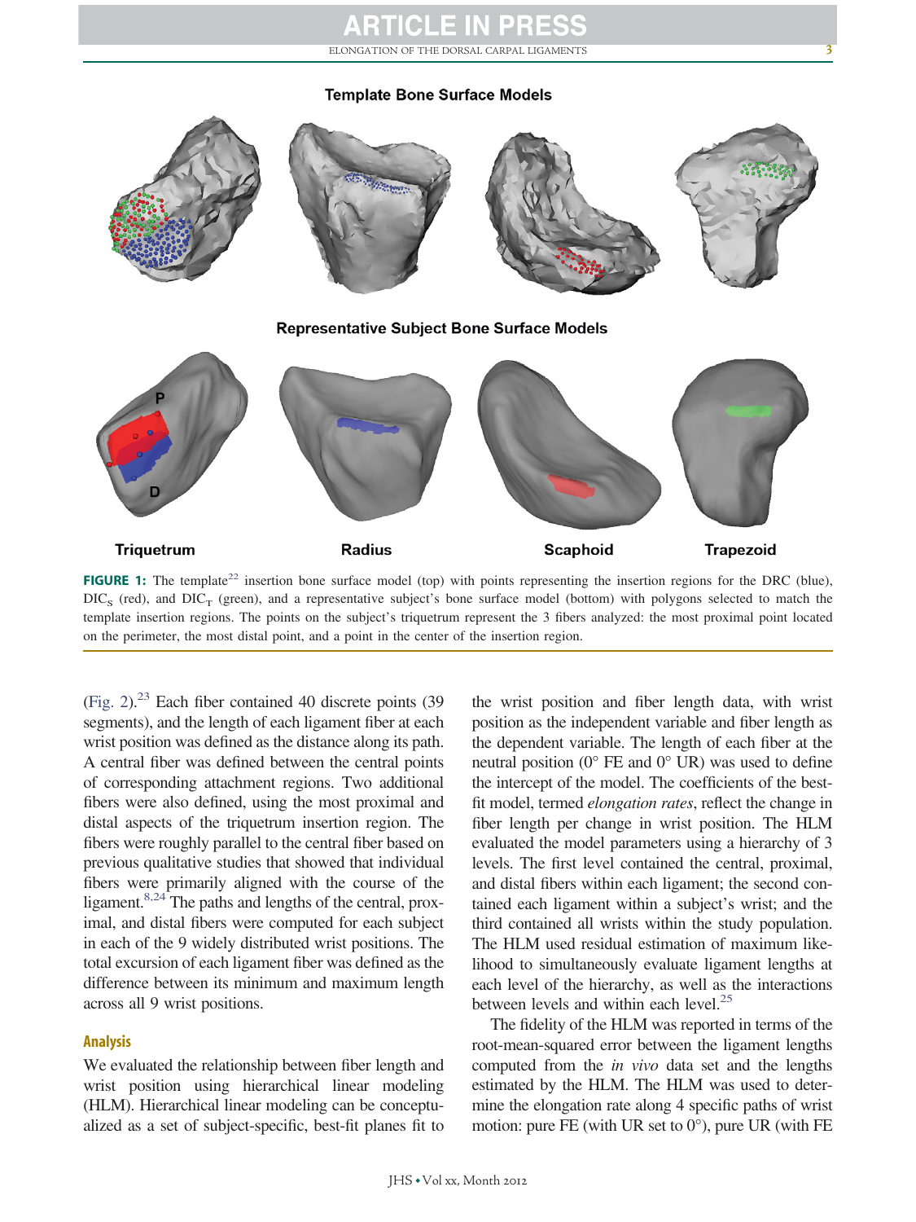FIGURE 1: The template[22] insertion bone surface model (top) with points representing the insertion regions for the DRC (blue), $DIC_S$ (red), and $DIC_T$ (green), and a representative subject's bone surface model (bottom) with polygons selected to match the template insertion regions. The points on the subject's triquetrum represent the 3 fibers analyzed: the most proximal point located on the perimeter, the most distal point, and a point in the center of the insertion region.

(Fig. 2).[23] Each fiber contained 40 discrete points (39 segments), and the length of each ligament fiber at each wrist position was defined as the distance along its path. A central fiber was defined between the central points of corresponding attachment regions. Two additional fibers were also defined, using the most proximal and distal aspects of the triquetrum insertion region. The fibers were roughly parallel to the central fiber based on previous qualitative studies that showed that individual fibers were primarily aligned with the course of the ligament.[8,24] The paths and lengths of the central, proximal, and distal fibers were computed for each subject in each of the 9 widely distributed wrist positions. The total excursion of each ligament fiber was defined as the difference between its minimum and maximum length across all 9 wrist positions.

## Analysis

We evaluated the relationship between fiber length and wrist position using hierarchical linear modeling (HLM). Hierarchical linear modeling can be conceptualized as a set of subject-specific, best-fit planes fit to the wrist position and fiber length data, with wrist position as the independent variable and fiber length as the dependent variable. The length of each fiber at the neutral position (0° FE and 0° UR) was used to define the intercept of the model. The coefficients of the best-fit model, termed *elongation rates*, reflect the change in fiber length per change in wrist position. The HLM evaluated the model parameters using a hierarchy of 3 levels. The first level contained the central, proximal, and distal fibers within each ligament; the second contained each ligament within a subject's wrist; and the third contained all wrists within the study population. The HLM used residual estimation of maximum likelihood to simultaneously evaluate ligament lengths at each level of the hierarchy, as well as the interactions between levels and within each level.[25]

The fidelity of the HLM was reported in terms of the root-mean-squared error between the ligament lengths computed from the *in vivo* data set and the lengths estimated by the HLM. The HLM was used to determine the elongation rate along 4 specific paths of wrist motion: pure FE (with UR set to 0°), pure UR (with FE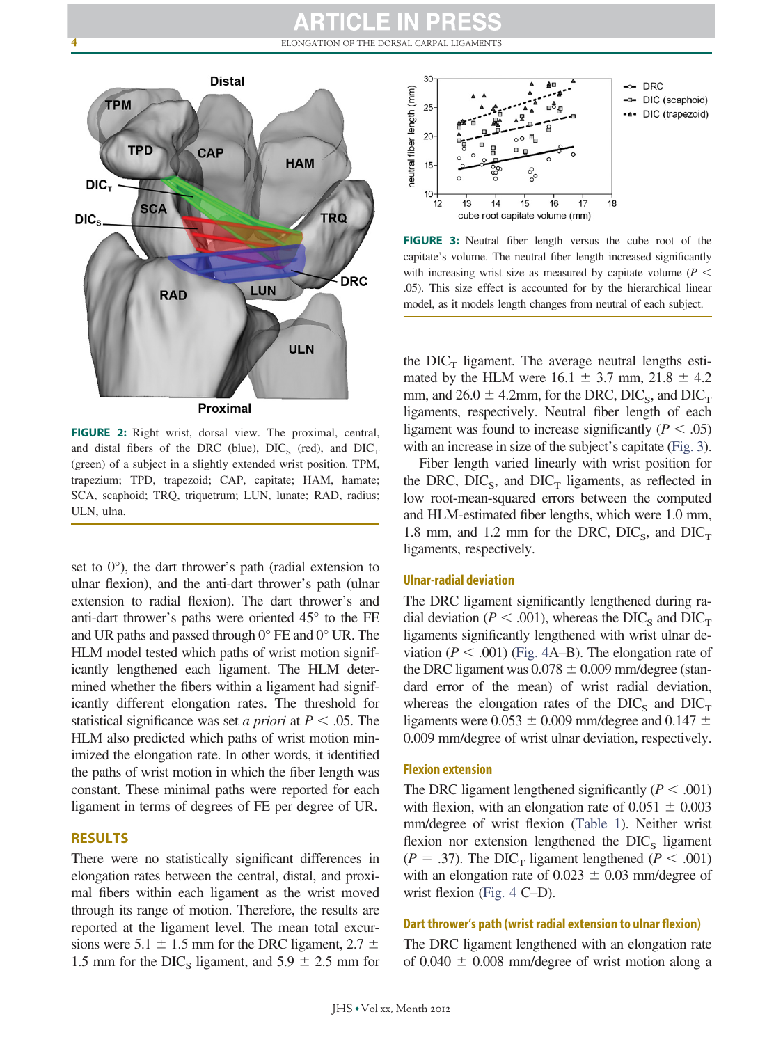FIGURE 2: Right wrist, dorsal view. The proximal, central, and distal fibers of the DRC (blue), $DIC_S$ (red), and $DIC_T$ (green) of a subject in a slightly extended wrist position. TPM, trapezium; TPD, trapezoid; CAP, capitate; HAM, hamate; SCA, scaphoid; TRQ, triquetrum; LUN, lunate; RAD, radius; ULN, ulna.

set to 0°), the dart thrower's path (radial extension to ulnar flexion), and the anti-dart thrower's path (ulnar extension to radial flexion). The dart thrower's and anti-dart thrower's paths were oriented 45° to the FE and UR paths and passed through 0° FE and 0° UR. The HLM model tested which paths of wrist motion significantly lengthened each ligament. The HLM determined whether the fibers within a ligament had significantly different elongation rates. The threshold for statistical significance was set *a priori* at $P < .05$. The HLM also predicted which paths of wrist motion minimized the elongation rate. In other words, it identified the paths of wrist motion in which the fiber length was constant. These minimal paths were reported for each ligament in terms of degrees of FE per degree of UR.

## RESULTS

There were no statistically significant differences in elongation rates between the central, distal, and proximal fibers within each ligament as the wrist moved through its range of motion. Therefore, the results are reported at the ligament level. The mean total excursions were 5.1 ± 1.5 mm for the DRC ligament, 2.7 ± 1.5 mm for the $DIC_S$ ligament, and 5.9 ± 2.5 mm for the $DIC_T$ ligament. The average neutral lengths estimated by the HLM were 16.1 ± 3.7 mm, 21.8 ± 4.2 mm, and 26.0 ± 4.2mm, for the DRC, $DIC_S$, and $DIC_T$ ligaments, respectively. Neutral fiber length of each ligament was found to increase significantly ($P < .05$) with an increase in size of the subject's capitate (Fig. 3).

FIGURE 3: Neutral fiber length versus the cube root of the capitate's volume. The neutral fiber length increased significantly with increasing wrist size as measured by capitate volume ($P < .05$). This size effect is accounted for by the hierarchical linear model, as it models length changes from neutral of each subject.

Fiber length varied linearly with wrist position for the DRC, $DIC_S$, and $DIC_T$ ligaments, as reflected in low root-mean-squared errors between the computed and HLM-estimated fiber lengths, which were 1.0 mm, 1.8 mm, and 1.2 mm for the DRC, $DIC_S$, and $DIC_T$ ligaments, respectively.

### Ulnar-radial deviation

The DRC ligament significantly lengthened during radial deviation ($P < .001$), whereas the $DIC_S$ and $DIC_T$ ligaments significantly lengthened with wrist ulnar deviation ($P < .001$) (Fig. 4A–B). The elongation rate of the DRC ligament was 0.078 ± 0.009 mm/degree (standard error of the mean) of wrist radial deviation, whereas the elongation rates of the $DIC_S$ and $DIC_T$ ligaments were 0.053 ± 0.009 mm/degree and 0.147 ± 0.009 mm/degree of wrist ulnar deviation, respectively.

### Flexion extension

The DRC ligament lengthened significantly ($P < .001$) with flexion, with an elongation rate of 0.051 ± 0.003 mm/degree of wrist flexion (Table 1). Neither wrist flexion nor extension lengthened the $DIC_S$ ligament ($P = .37$). The $DIC_T$ ligament lengthened ($P < .001$) with an elongation rate of 0.023 ± 0.03 mm/degree of wrist flexion (Fig. 4 C–D).

### Dart thrower's path (wrist radial extension to ulnar flexion)

The DRC ligament lengthened with an elongation rate of 0.040 ± 0.008 mm/degree of wrist motion along a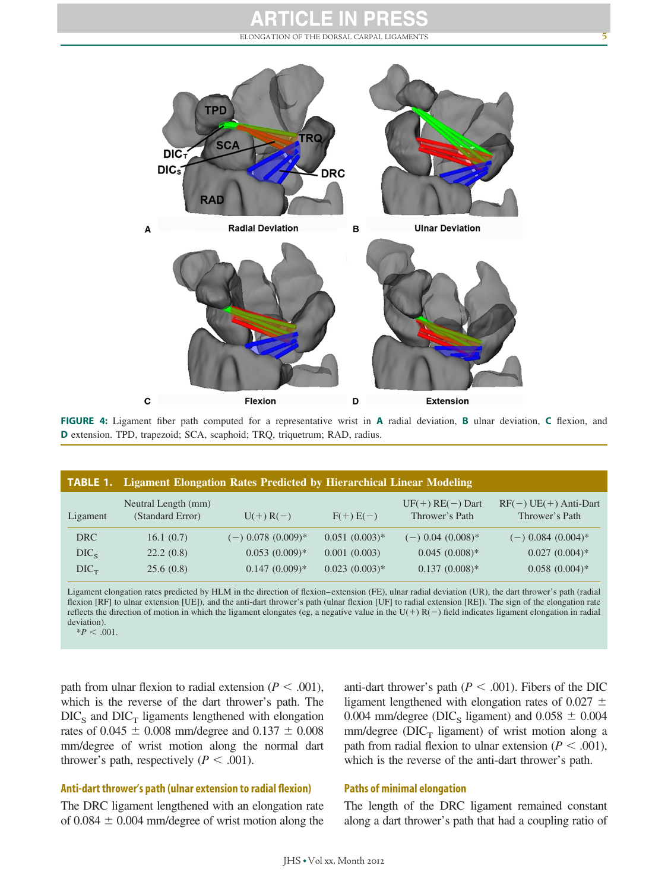FIGURE 4: Ligament fiber path computed for a representative wrist in **A** radial deviation, **B** ulnar deviation, **C** flexion, and **D** extension. TPD, trapezoid; SCA, scaphoid; TRQ, triquetrum; RAD, radius.

**TABLE 1. Ligament Elongation Rates Predicted by Hierarchical Linear Modeling**

| Ligament | Neutral Length (mm) (Standard Error) | U(+) R(−) | F(+) E(−) | UF(+) RE(−) Dart Thrower's Path | RF(−) UE(+) Anti-Dart Thrower's Path |
|---|---|---|---|---|---|
| DRC | 16.1 (0.7) | (−) 0.078 (0.009)* | 0.051 (0.003)* | (−) 0.04 (0.008)* | (−) 0.084 (0.004)* |
| $DIC_S$ | 22.2 (0.8) | 0.053 (0.009)* | 0.001 (0.003) | 0.045 (0.008)* | 0.027 (0.004)* |
| $DIC_T$ | 25.6 (0.8) | 0.147 (0.009)* | 0.023 (0.003)* | 0.137 (0.008)* | 0.058 (0.004)* |

Ligament elongation rates predicted by HLM in the direction of flexion–extension (FE), ulnar radial deviation (UR), the dart thrower's path (radial flexion [RF] to ulnar extension [UE]), and the anti-dart thrower's path (ulnar flexion [UF] to radial extension [RE]). The sign of the elongation rate reflects the direction of motion in which the ligament elongates (eg, a negative value in the U(+) R(−) field indicates ligament elongation in radial deviation).
*$P < .001$.

path from ulnar flexion to radial extension ($P < .001$), which is the reverse of the dart thrower's path. The $DIC_S$ and $DIC_T$ ligaments lengthened with elongation rates of 0.045 ± 0.008 mm/degree and 0.137 ± 0.008 mm/degree of wrist motion along the normal dart thrower's path, respectively ($P < .001$).

### Anti-dart thrower's path (ulnar extension to radial flexion)

The DRC ligament lengthened with an elongation rate of 0.084 ± 0.004 mm/degree of wrist motion along the anti-dart thrower's path ($P < .001$). Fibers of the DIC ligament lengthened with elongation rates of 0.027 ± 0.004 mm/degree ($DIC_S$ ligament) and 0.058 ± 0.004 mm/degree ($DIC_T$ ligament) of wrist motion along a path from radial flexion to ulnar extension ($P < .001$), which is the reverse of the anti-dart thrower's path.

### Paths of minimal elongation

The length of the DRC ligament remained constant along a dart thrower's path that had a coupling ratio of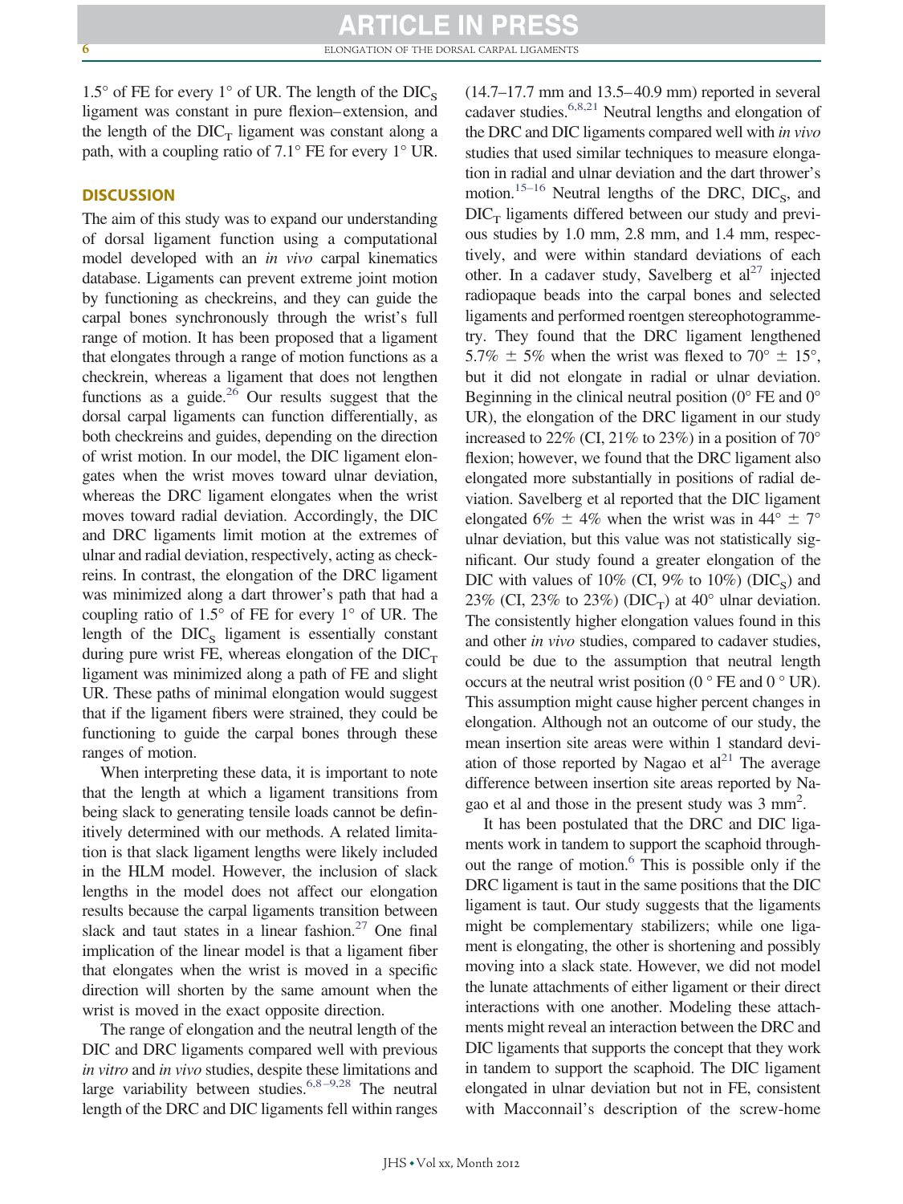1.5° of FE for every 1° of UR. The length of the $DIC_S$ ligament was constant in pure flexion–extension, and the length of the $DIC_T$ ligament was constant along a path, with a coupling ratio of 7.1° FE for every 1° UR.

## DISCUSSION

The aim of this study was to expand our understanding of dorsal ligament function using a computational model developed with an *in vivo* carpal kinematics database. Ligaments can prevent extreme joint motion by functioning as checkreins, and they can guide the carpal bones synchronously through the wrist's full range of motion. It has been proposed that a ligament that elongates through a range of motion functions as a checkrein, whereas a ligament that does not lengthen functions as a guide.[26] Our results suggest that the dorsal carpal ligaments can function differentially, as both checkreins and guides, depending on the direction of wrist motion. In our model, the DIC ligament elongates when the wrist moves toward ulnar deviation, whereas the DRC ligament elongates when the wrist moves toward radial deviation. Accordingly, the DIC and DRC ligaments limit motion at the extremes of ulnar and radial deviation, respectively, acting as checkreins. In contrast, the elongation of the DRC ligament was minimized along a dart thrower's path that had a coupling ratio of 1.5° of FE for every 1° of UR. The length of the $DIC_S$ ligament is essentially constant during pure wrist FE, whereas elongation of the $DIC_T$ ligament was minimized along a path of FE and slight UR. These paths of minimal elongation would suggest that if the ligament fibers were strained, they could be functioning to guide the carpal bones through these ranges of motion.

When interpreting these data, it is important to note that the length at which a ligament transitions from being slack to generating tensile loads cannot be definitively determined with our methods. A related limitation is that slack ligament lengths were likely included in the HLM model. However, the inclusion of slack lengths in the model does not affect our elongation results because the carpal ligaments transition between slack and taut states in a linear fashion.[27] One final implication of the linear model is that a ligament fiber that elongates when the wrist is moved in a specific direction will shorten by the same amount when the wrist is moved in the exact opposite direction.

The range of elongation and the neutral length of the DIC and DRC ligaments compared well with previous *in vitro* and *in vivo* studies, despite these limitations and large variability between studies.[6,8–9,28] The neutral length of the DRC and DIC ligaments fell within ranges (14.7–17.7 mm and 13.5–40.9 mm) reported in several cadaver studies.[6,8,21] Neutral lengths and elongation of the DRC and DIC ligaments compared well with *in vivo* studies that used similar techniques to measure elongation in radial and ulnar deviation and the dart thrower's motion.[15–16] Neutral lengths of the DRC, $DIC_S$, and $DIC_T$ ligaments differed between our study and previous studies by 1.0 mm, 2.8 mm, and 1.4 mm, respectively, and were within standard deviations of each other. In a cadaver study, Savelberg et al[27] injected radiopaque beads into the carpal bones and selected ligaments and performed roentgen stereophotogrammetry. They found that the DRC ligament lengthened 5.7% ± 5% when the wrist was flexed to 70° ± 15°, but it did not elongate in radial or ulnar deviation. Beginning in the clinical neutral position (0° FE and 0° UR), the elongation of the DRC ligament in our study increased to 22% (CI, 21% to 23%) in a position of 70° flexion; however, we found that the DRC ligament also elongated more substantially in positions of radial deviation. Savelberg et al reported that the DIC ligament elongated 6% ± 4% when the wrist was in 44° ± 7° ulnar deviation, but this value was not statistically significant. Our study found a greater elongation of the DIC with values of 10% (CI, 9% to 10%) ($DIC_S$) and 23% (CI, 23% to 23%) ($DIC_T$) at 40° ulnar deviation. The consistently higher elongation values found in this and other *in vivo* studies, compared to cadaver studies, could be due to the assumption that neutral length occurs at the neutral wrist position (0 ° FE and 0 ° UR). This assumption might cause higher percent changes in elongation. Although not an outcome of our study, the mean insertion site areas were within 1 standard deviation of those reported by Nagao et al[21] The average difference between insertion site areas reported by Nagao et al and those in the present study was 3 $mm^2$.

It has been postulated that the DRC and DIC ligaments work in tandem to support the scaphoid throughout the range of motion.[6] This is possible only if the DRC ligament is taut in the same positions that the DIC ligament is taut. Our study suggests that the ligaments might be complementary stabilizers; while one ligament is elongating, the other is shortening and possibly moving into a slack state. However, we did not model the lunate attachments of either ligament or their direct interactions with one another. Modeling these attachments might reveal an interaction between the DRC and DIC ligaments that supports the concept that they work in tandem to support the scaphoid. The DIC ligament elongated in ulnar deviation but not in FE, consistent with Macconnail's description of the screw-home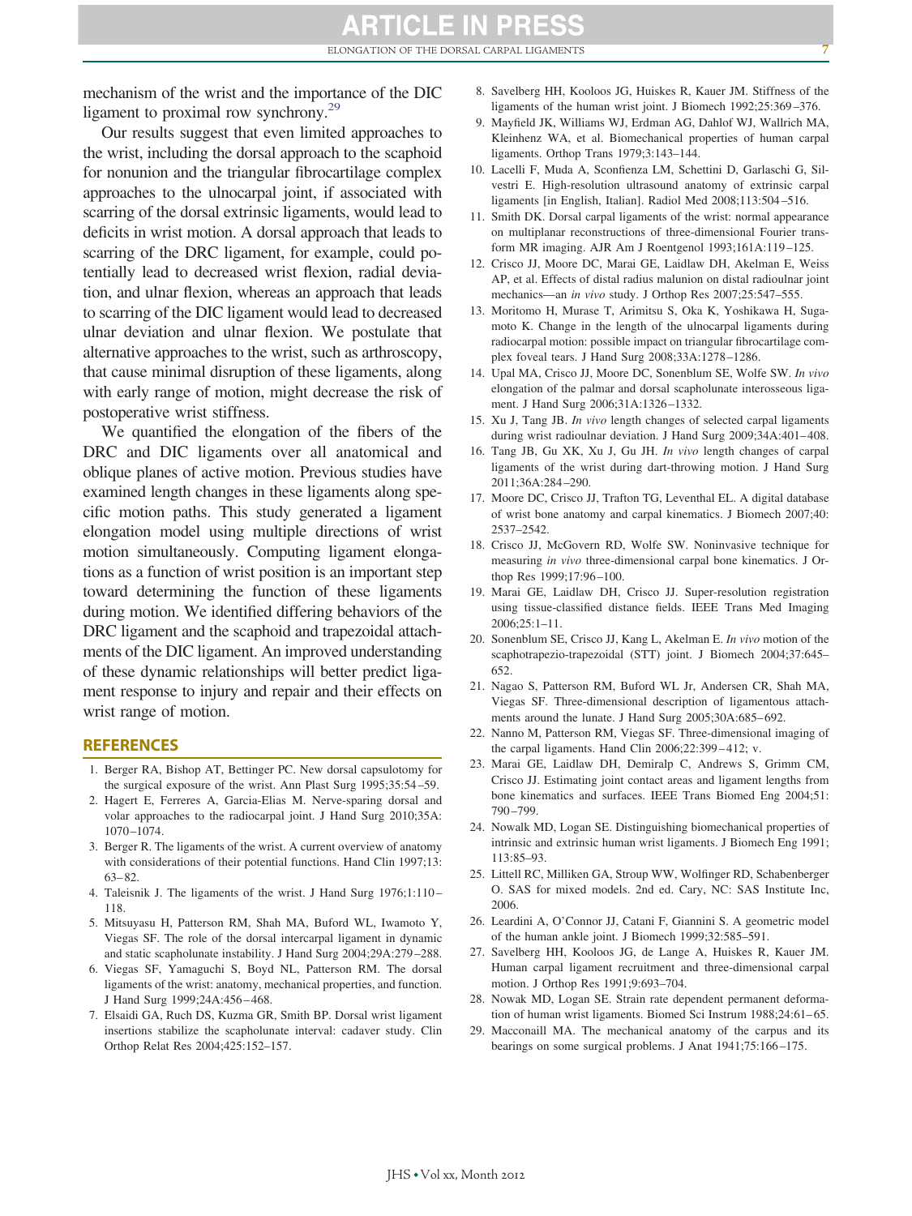mechanism of the wrist and the importance of the DIC ligament to proximal row synchrony.[29]

Our results suggest that even limited approaches to the wrist, including the dorsal approach to the scaphoid for nonunion and the triangular fibrocartilage complex approaches to the ulnocarpal joint, if associated with scarring of the dorsal extrinsic ligaments, would lead to deficits in wrist motion. A dorsal approach that leads to scarring of the DRC ligament, for example, could potentially lead to decreased wrist flexion, radial deviation, and ulnar flexion, whereas an approach that leads to scarring of the DIC ligament would lead to decreased ulnar deviation and ulnar flexion. We postulate that alternative approaches to the wrist, such as arthroscopy, that cause minimal disruption of these ligaments, along with early range of motion, might decrease the risk of postoperative wrist stiffness.

We quantified the elongation of the fibers of the DRC and DIC ligaments over all anatomical and oblique planes of active motion. Previous studies have examined length changes in these ligaments along specific motion paths. This study generated a ligament elongation model using multiple directions of wrist motion simultaneously. Computing ligament elongations as a function of wrist position is an important step toward determining the function of these ligaments during motion. We identified differing behaviors of the DRC ligament and the scaphoid and trapezoidal attachments of the DIC ligament. An improved understanding of these dynamic relationships will better predict ligament response to injury and repair and their effects on wrist range of motion.

## REFERENCES

1. Berger RA, Bishop AT, Bettinger PC. New dorsal capsulotomy for the surgical exposure of the wrist. Ann Plast Surg 1995;35:54–59.
2. Hagert E, Ferreres A, Garcia-Elias M. Nerve-sparing dorsal and volar approaches to the radiocarpal joint. J Hand Surg 2010;35A:1070–1074.
3. Berger R. The ligaments of the wrist. A current overview of anatomy with considerations of their potential functions. Hand Clin 1997;13:63–82.
4. Taleisnik J. The ligaments of the wrist. J Hand Surg 1976;1:110–118.
5. Mitsuyasu H, Patterson RM, Shah MA, Buford WL, Iwamoto Y, Viegas SF. The role of the dorsal intercarpal ligament in dynamic and static scapholunate instability. J Hand Surg 2004;29A:279–288.
6. Viegas SF, Yamaguchi S, Boyd NL, Patterson RM. The dorsal ligaments of the wrist: anatomy, mechanical properties, and function. J Hand Surg 1999;24A:456–468.
7. Elsaidi GA, Ruch DS, Kuzma GR, Smith BP. Dorsal wrist ligament insertions stabilize the scapholunate interval: cadaver study. Clin Orthop Relat Res 2004;425:152–157.
8. Savelberg HH, Kooloos JG, Huiskes R, Kauer JM. Stiffness of the ligaments of the human wrist joint. J Biomech 1992;25:369–376.
9. Mayfield JK, Williams WJ, Erdman AG, Dahlof WJ, Wallrich MA, Kleinhenz WA, et al. Biomechanical properties of human carpal ligaments. Orthop Trans 1979;3:143–144.
10. Lacelli F, Muda A, Sconfienza LM, Schettini D, Garlaschi G, Silvestri E. High-resolution ultrasound anatomy of extrinsic carpal ligaments [in English, Italian]. Radiol Med 2008;113:504–516.
11. Smith DK. Dorsal carpal ligaments of the wrist: normal appearance on multiplanar reconstructions of three-dimensional Fourier transform MR imaging. AJR Am J Roentgenol 1993;161A:119–125.
12. Crisco JJ, Moore DC, Marai GE, Laidlaw DH, Akelman E, Weiss AP, et al. Effects of distal radius malunion on distal radioulnar joint mechanics—an *in vivo* study. J Orthop Res 2007;25:547–555.
13. Moritomo H, Murase T, Arimitsu S, Oka K, Yoshikawa H, Sugamoto K. Change in the length of the ulnocarpal ligaments during radiocarpal motion: possible impact on triangular fibrocartilage complex foveal tears. J Hand Surg 2008;33A:1278–1286.
14. Upal MA, Crisco JJ, Moore DC, Sonenblum SE, Wolfe SW. *In vivo* elongation of the palmar and dorsal scapholunate interosseous ligament. J Hand Surg 2006;31A:1326–1332.
15. Xu J, Tang JB. *In vivo* length changes of selected carpal ligaments during wrist radioulnar deviation. J Hand Surg 2009;34A:401–408.
16. Tang JB, Gu XK, Xu J, Gu JH. *In vivo* length changes of carpal ligaments of the wrist during dart-throwing motion. J Hand Surg 2011;36A:284–290.
17. Moore DC, Crisco JJ, Trafton TG, Leventhal EL. A digital database of wrist bone anatomy and carpal kinematics. J Biomech 2007;40:2537–2542.
18. Crisco JJ, McGovern RD, Wolfe SW. Noninvasive technique for measuring *in vivo* three-dimensional carpal bone kinematics. J Orthop Res 1999;17:96–100.
19. Marai GE, Laidlaw DH, Crisco JJ. Super-resolution registration using tissue-classified distance fields. IEEE Trans Med Imaging 2006;25:1–11.
20. Sonenblum SE, Crisco JJ, Kang L, Akelman E. *In vivo* motion of the scaphotrapezio-trapezoidal (STT) joint. J Biomech 2004;37:645–652.
21. Nagao S, Patterson RM, Buford WL Jr, Andersen CR, Shah MA, Viegas SF. Three-dimensional description of ligamentous attachments around the lunate. J Hand Surg 2005;30A:685–692.
22. Nanno M, Patterson RM, Viegas SF. Three-dimensional imaging of the carpal ligaments. Hand Clin 2006;22:399–412; v.
23. Marai GE, Laidlaw DH, Demiralp C, Andrews S, Grimm CM, Crisco JJ. Estimating joint contact areas and ligament lengths from bone kinematics and surfaces. IEEE Trans Biomed Eng 2004;51:790–799.
24. Nowalk MD, Logan SE. Distinguishing biomechanical properties of intrinsic and extrinsic human wrist ligaments. J Biomech Eng 1991;113:85–93.
25. Littell RC, Milliken GA, Stroup WW, Wolfinger RD, Schabenberger O. SAS for mixed models. 2nd ed. Cary, NC: SAS Institute Inc, 2006.
26. Leardini A, O'Connor JJ, Catani F, Giannini S. A geometric model of the human ankle joint. J Biomech 1999;32:585–591.
27. Savelberg HH, Kooloos JG, de Lange A, Huiskes R, Kauer JM. Human carpal ligament recruitment and three-dimensional carpal motion. J Orthop Res 1991;9:693–704.
28. Nowak MD, Logan SE. Strain rate dependent permanent deformation of human wrist ligaments. Biomed Sci Instrum 1988;24:61–65.
29. Macconaill MA. The mechanical anatomy of the carpus and its bearings on some surgical problems. J Anat 1941;75:166–175.